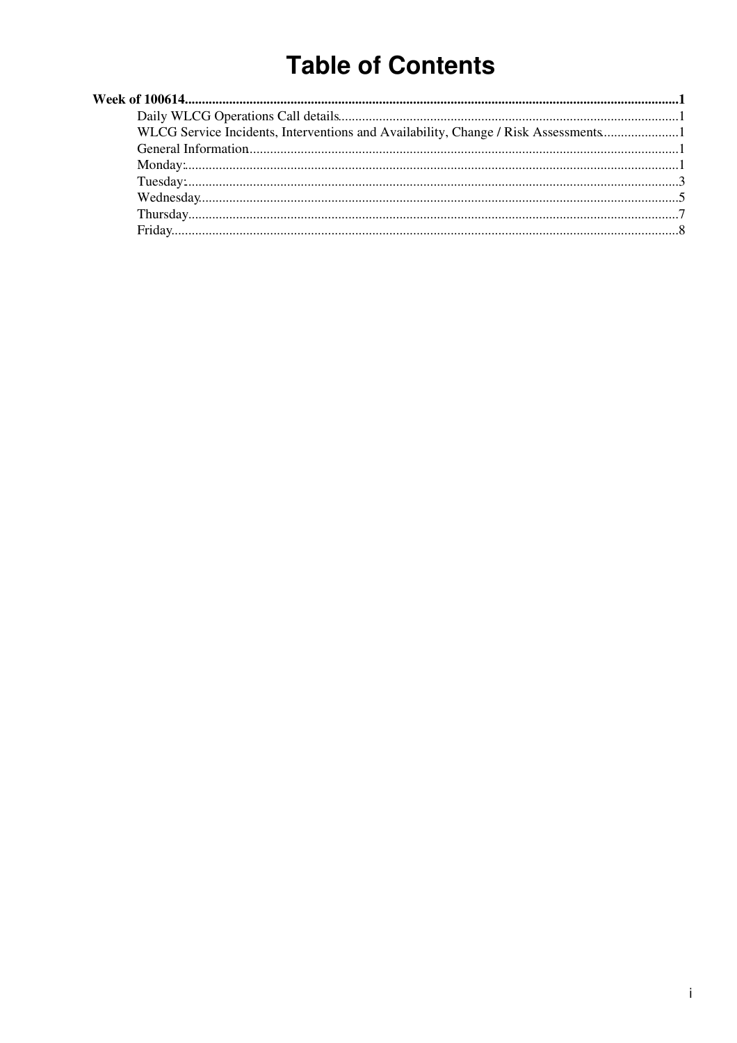# Table of Contents

**Week of 100614**......1

- Daily WLCG Operations Call details......1
- WLCG Service Incidents, Interventions and Availability, Change / Risk Assessments......1
- General Information......1
- Monday:......1
- Tuesday:......3
- Wednesday......5
- Thursday......7
- Friday......8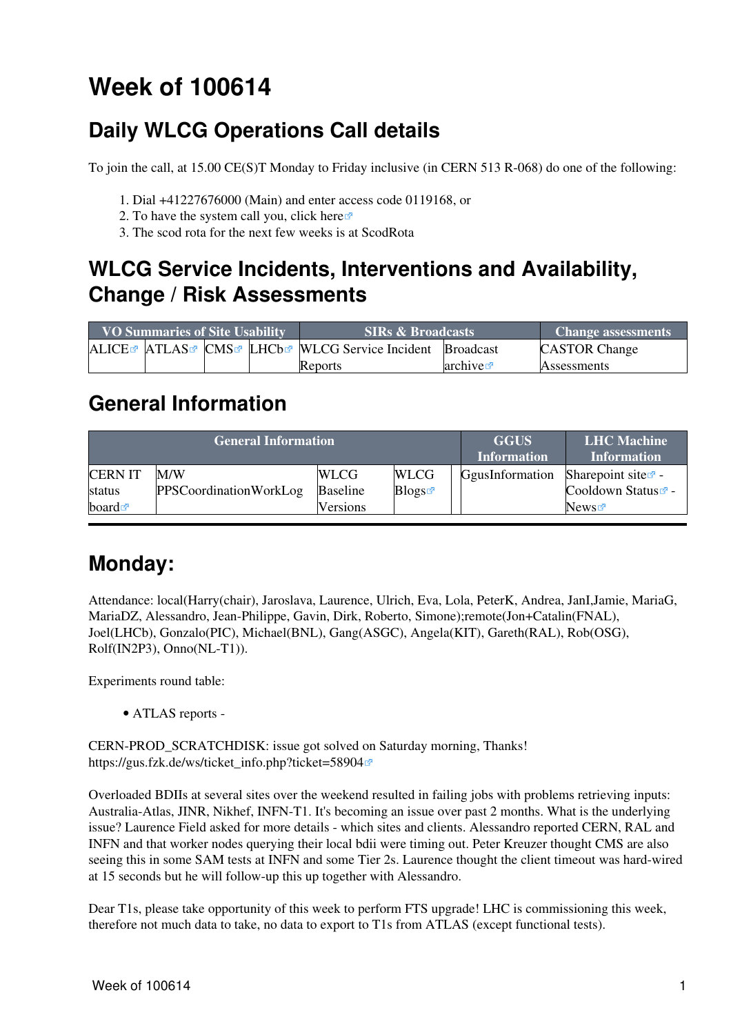# Week of 100614

## Daily WLCG Operations Call details

To join the call, at 15.00 CE(S)T Monday to Friday inclusive (in CERN 513 R-068) do one of the following:

1. Dial +41227676000 (Main) and enter access code 0119168, or
2. To have the system call you, click here
3. The scod rota for the next few weeks is at ScodRota

## WLCG Service Incidents, Interventions and Availability, Change / Risk Assessments

| VO Summaries of Site Usability | | | | SIRs & Broadcasts | | Change assessments |
|---|---|---|---|---|---|---|
| ALICE | ATLAS | CMS | LHCb | WLCG Service Incident Reports | Broadcast archive | CASTOR Change Assessments |

## General Information

| General Information | | | | | GGUS Information | LHC Machine Information |
|---|---|---|---|---|---|---|
| CERN IT status board | M/W PPSCoordinationWorkLog | WLCG Baseline Versions | WLCG Blogs | | GgusInformation | Sharepoint site - Cooldown Status - News |

---

## Monday:

Attendance: local(Harry(chair), Jaroslava, Laurence, Ulrich, Eva, Lola, PeterK, Andrea, JanI,Jamie, MariaG, MariaDZ, Alessandro, Jean-Philippe, Gavin, Dirk, Roberto, Simone);remote(Jon+Catalin(FNAL), Joel(LHCb), Gonzalo(PIC), Michael(BNL), Gang(ASGC), Angela(KIT), Gareth(RAL), Rob(OSG), Rolf(IN2P3), Onno(NL-T1)).

Experiments round table:

- ATLAS reports -

CERN-PROD_SCRATCHDISK: issue got solved on Saturday morning, Thanks! https://gus.fzk.de/ws/ticket_info.php?ticket=58904

Overloaded BDIIs at several sites over the weekend resulted in failing jobs with problems retrieving inputs: Australia-Atlas, JINR, Nikhef, INFN-T1. It's becoming an issue over past 2 months. What is the underlying issue? Laurence Field asked for more details - which sites and clients. Alessandro reported CERN, RAL and INFN and that worker nodes querying their local bdii were timing out. Peter Kreuzer thought CMS are also seeing this in some SAM tests at INFN and some Tier 2s. Laurence thought the client timeout was hard-wired at 15 seconds but he will follow-up this up together with Alessandro.

Dear T1s, please take opportunity of this week to perform FTS upgrade! LHC is commissioning this week, therefore not much data to take, no data to export to T1s from ATLAS (except functional tests).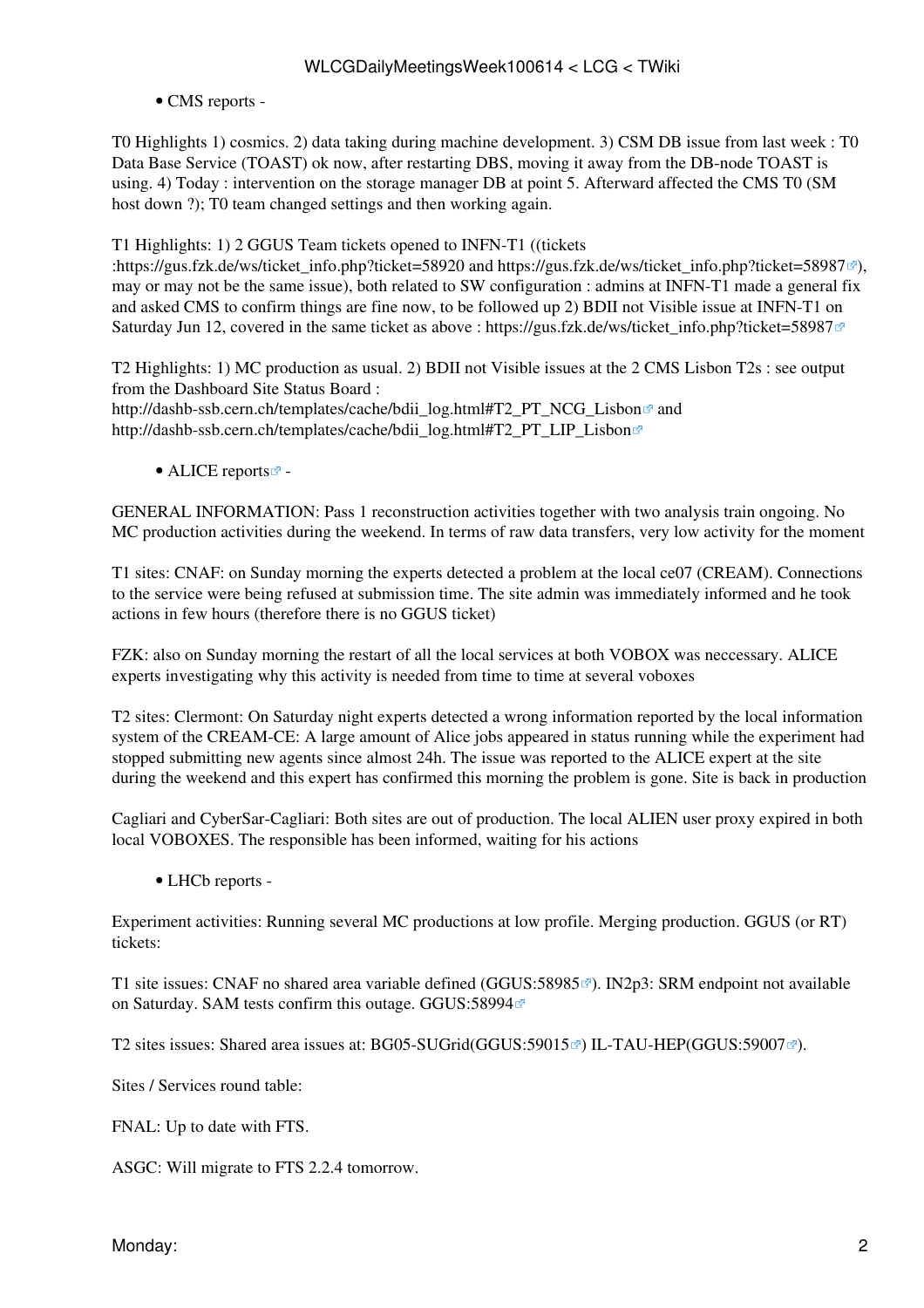- CMS reports -

T0 Highlights 1) cosmics. 2) data taking during machine development. 3) CSM DB issue from last week : T0 Data Base Service (TOAST) ok now, after restarting DBS, moving it away from the DB-node TOAST is using. 4) Today : intervention on the storage manager DB at point 5. Afterward affected the CMS T0 (SM host down ?); T0 team changed settings and then working again.

T1 Highlights: 1) 2 GGUS Team tickets opened to INFN-T1 ((tickets :https://gus.fzk.de/ws/ticket_info.php?ticket=58920 and https://gus.fzk.de/ws/ticket_info.php?ticket=58987), may or may not be the same issue), both related to SW configuration : admins at INFN-T1 made a general fix and asked CMS to confirm things are fine now, to be followed up 2) BDII not Visible issue at INFN-T1 on Saturday Jun 12, covered in the same ticket as above : https://gus.fzk.de/ws/ticket_info.php?ticket=58987

T2 Highlights: 1) MC production as usual. 2) BDII not Visible issues at the 2 CMS Lisbon T2s : see output from the Dashboard Site Status Board :
http://dashb-ssb.cern.ch/templates/cache/bdii_log.html#T2_PT_NCG_Lisbon and
http://dashb-ssb.cern.ch/templates/cache/bdii_log.html#T2_PT_LIP_Lisbon

- ALICE reports -

GENERAL INFORMATION: Pass 1 reconstruction activities together with two analysis train ongoing. No MC production activities during the weekend. In terms of raw data transfers, very low activity for the moment

T1 sites: CNAF: on Sunday morning the experts detected a problem at the local ce07 (CREAM). Connections to the service were being refused at submission time. The site admin was immediately informed and he took actions in few hours (therefore there is no GGUS ticket)

FZK: also on Sunday morning the restart of all the local services at both VOBOX was neccessary. ALICE experts investigating why this activity is needed from time to time at several voboxes

T2 sites: Clermont: On Saturday night experts detected a wrong information reported by the local information system of the CREAM-CE: A large amount of Alice jobs appeared in status running while the experiment had stopped submitting new agents since almost 24h. The issue was reported to the ALICE expert at the site during the weekend and this expert has confirmed this morning the problem is gone. Site is back in production

Cagliari and CyberSar-Cagliari: Both sites are out of production. The local ALIEN user proxy expired in both local VOBOXES. The responsible has been informed, waiting for his actions

- LHCb reports -

Experiment activities: Running several MC productions at low profile. Merging production. GGUS (or RT) tickets:

T1 site issues: CNAF no shared area variable defined (GGUS:58985). IN2p3: SRM endpoint not available on Saturday. SAM tests confirm this outage. GGUS:58994

T2 sites issues: Shared area issues at: BG05-SUGrid(GGUS:59015) IL-TAU-HEP(GGUS:59007).

Sites / Services round table:

FNAL: Up to date with FTS.

ASGC: Will migrate to FTS 2.2.4 tomorrow.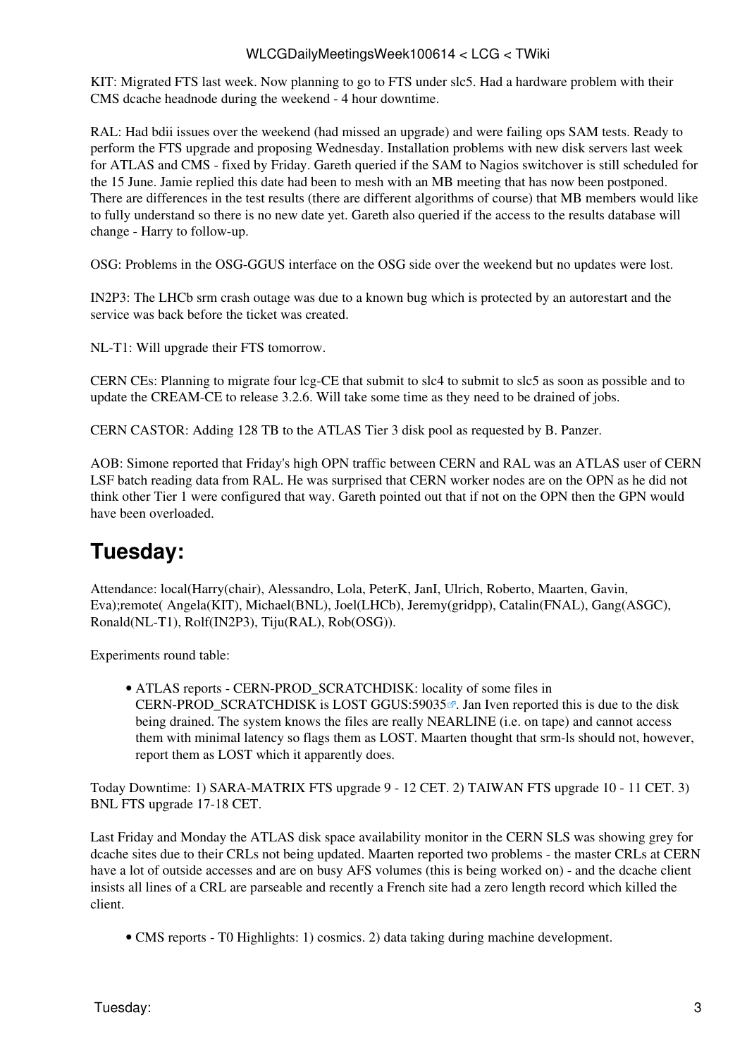KIT: Migrated FTS last week. Now planning to go to FTS under slc5. Had a hardware problem with their CMS dcache headnode during the weekend - 4 hour downtime.

RAL: Had bdii issues over the weekend (had missed an upgrade) and were failing ops SAM tests. Ready to perform the FTS upgrade and proposing Wednesday. Installation problems with new disk servers last week for ATLAS and CMS - fixed by Friday. Gareth queried if the SAM to Nagios switchover is still scheduled for the 15 June. Jamie replied this date had been to mesh with an MB meeting that has now been postponed. There are differences in the test results (there are different algorithms of course) that MB members would like to fully understand so there is no new date yet. Gareth also queried if the access to the results database will change - Harry to follow-up.

OSG: Problems in the OSG-GGUS interface on the OSG side over the weekend but no updates were lost.

IN2P3: The LHCb srm crash outage was due to a known bug which is protected by an autorestart and the service was back before the ticket was created.

NL-T1: Will upgrade their FTS tomorrow.

CERN CEs: Planning to migrate four lcg-CE that submit to slc4 to submit to slc5 as soon as possible and to update the CREAM-CE to release 3.2.6. Will take some time as they need to be drained of jobs.

CERN CASTOR: Adding 128 TB to the ATLAS Tier 3 disk pool as requested by B. Panzer.

AOB: Simone reported that Friday's high OPN traffic between CERN and RAL was an ATLAS user of CERN LSF batch reading data from RAL. He was surprised that CERN worker nodes are on the OPN as he did not think other Tier 1 were configured that way. Gareth pointed out that if not on the OPN then the GPN would have been overloaded.

## Tuesday:

Attendance: local(Harry(chair), Alessandro, Lola, PeterK, JanI, Ulrich, Roberto, Maarten, Gavin, Eva);remote( Angela(KIT), Michael(BNL), Joel(LHCb), Jeremy(gridpp), Catalin(FNAL), Gang(ASGC), Ronald(NL-T1), Rolf(IN2P3), Tiju(RAL), Rob(OSG)).

Experiments round table:

- ATLAS reports - CERN-PROD_SCRATCHDISK: locality of some files in CERN-PROD_SCRATCHDISK is LOST GGUS:59035. Jan Iven reported this is due to the disk being drained. The system knows the files are really NEARLINE (i.e. on tape) and cannot access them with minimal latency so flags them as LOST. Maarten thought that srm-ls should not, however, report them as LOST which it apparently does.

Today Downtime: 1) SARA-MATRIX FTS upgrade 9 - 12 CET. 2) TAIWAN FTS upgrade 10 - 11 CET. 3) BNL FTS upgrade 17-18 CET.

Last Friday and Monday the ATLAS disk space availability monitor in the CERN SLS was showing grey for dcache sites due to their CRLs not being updated. Maarten reported two problems - the master CRLs at CERN have a lot of outside accesses and are on busy AFS volumes (this is being worked on) - and the dcache client insists all lines of a CRL are parseable and recently a French site had a zero length record which killed the client.

- CMS reports - T0 Highlights: 1) cosmics. 2) data taking during machine development.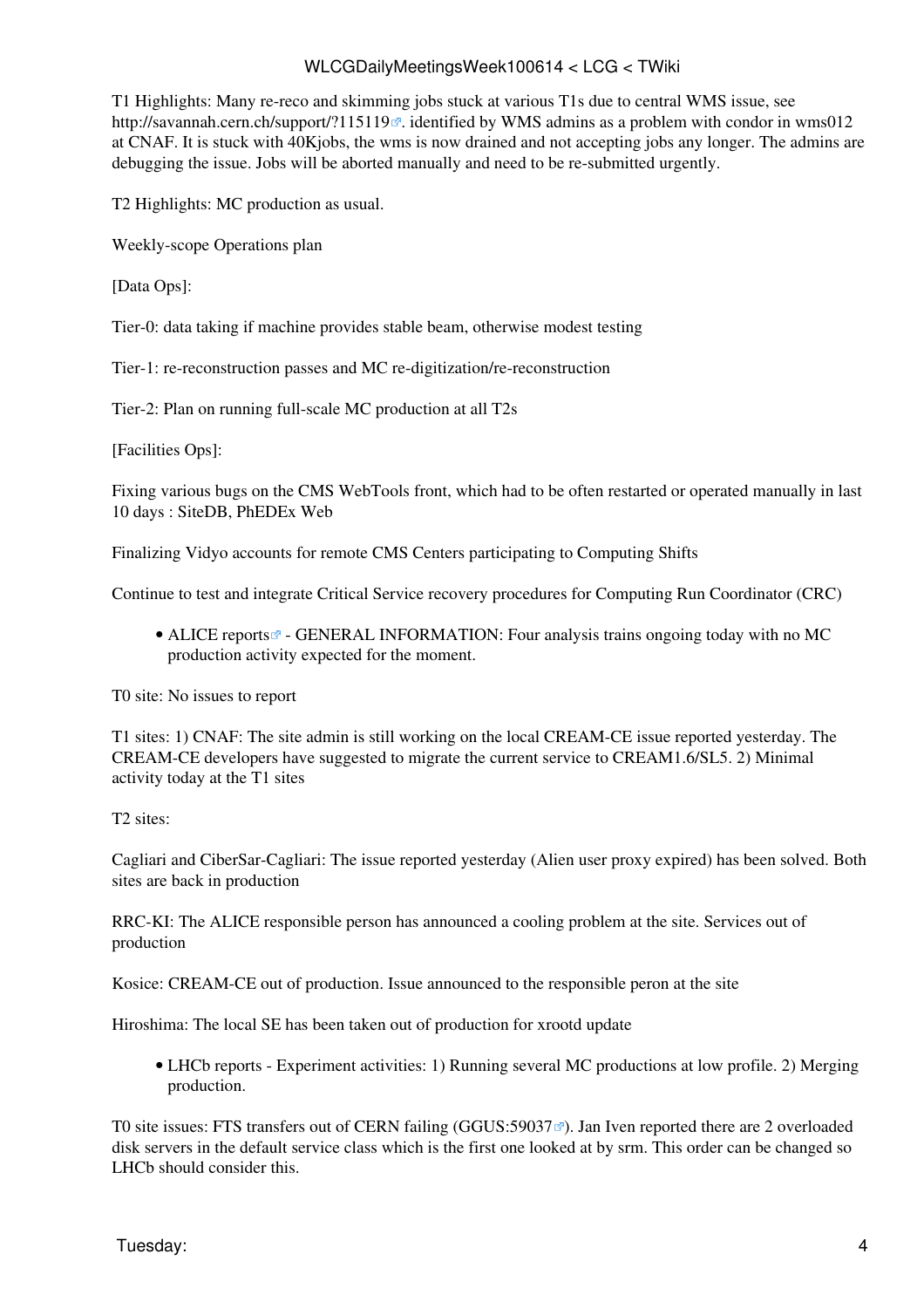T1 Highlights: Many re-reco and skimming jobs stuck at various T1s due to central WMS issue, see http://savannah.cern.ch/support/?115119. identified by WMS admins as a problem with condor in wms012 at CNAF. It is stuck with 40Kjobs, the wms is now drained and not accepting jobs any longer. The admins are debugging the issue. Jobs will be aborted manually and need to be re-submitted urgently.

T2 Highlights: MC production as usual.

Weekly-scope Operations plan

[Data Ops]:

Tier-0: data taking if machine provides stable beam, otherwise modest testing

Tier-1: re-reconstruction passes and MC re-digitization/re-reconstruction

Tier-2: Plan on running full-scale MC production at all T2s

[Facilities Ops]:

Fixing various bugs on the CMS WebTools front, which had to be often restarted or operated manually in last 10 days : SiteDB, PhEDEx Web

Finalizing Vidyo accounts for remote CMS Centers participating to Computing Shifts

Continue to test and integrate Critical Service recovery procedures for Computing Run Coordinator (CRC)

- ALICE reports - GENERAL INFORMATION: Four analysis trains ongoing today with no MC production activity expected for the moment.

T0 site: No issues to report

T1 sites: 1) CNAF: The site admin is still working on the local CREAM-CE issue reported yesterday. The CREAM-CE developers have suggested to migrate the current service to CREAM1.6/SL5. 2) Minimal activity today at the T1 sites

T2 sites:

Cagliari and CiberSar-Cagliari: The issue reported yesterday (Alien user proxy expired) has been solved. Both sites are back in production

RRC-KI: The ALICE responsible person has announced a cooling problem at the site. Services out of production

Kosice: CREAM-CE out of production. Issue announced to the responsible peron at the site

Hiroshima: The local SE has been taken out of production for xrootd update

- LHCb reports - Experiment activities: 1) Running several MC productions at low profile. 2) Merging production.

T0 site issues: FTS transfers out of CERN failing (GGUS:59037). Jan Iven reported there are 2 overloaded disk servers in the default service class which is the first one looked at by srm. This order can be changed so LHCb should consider this.

Tuesday: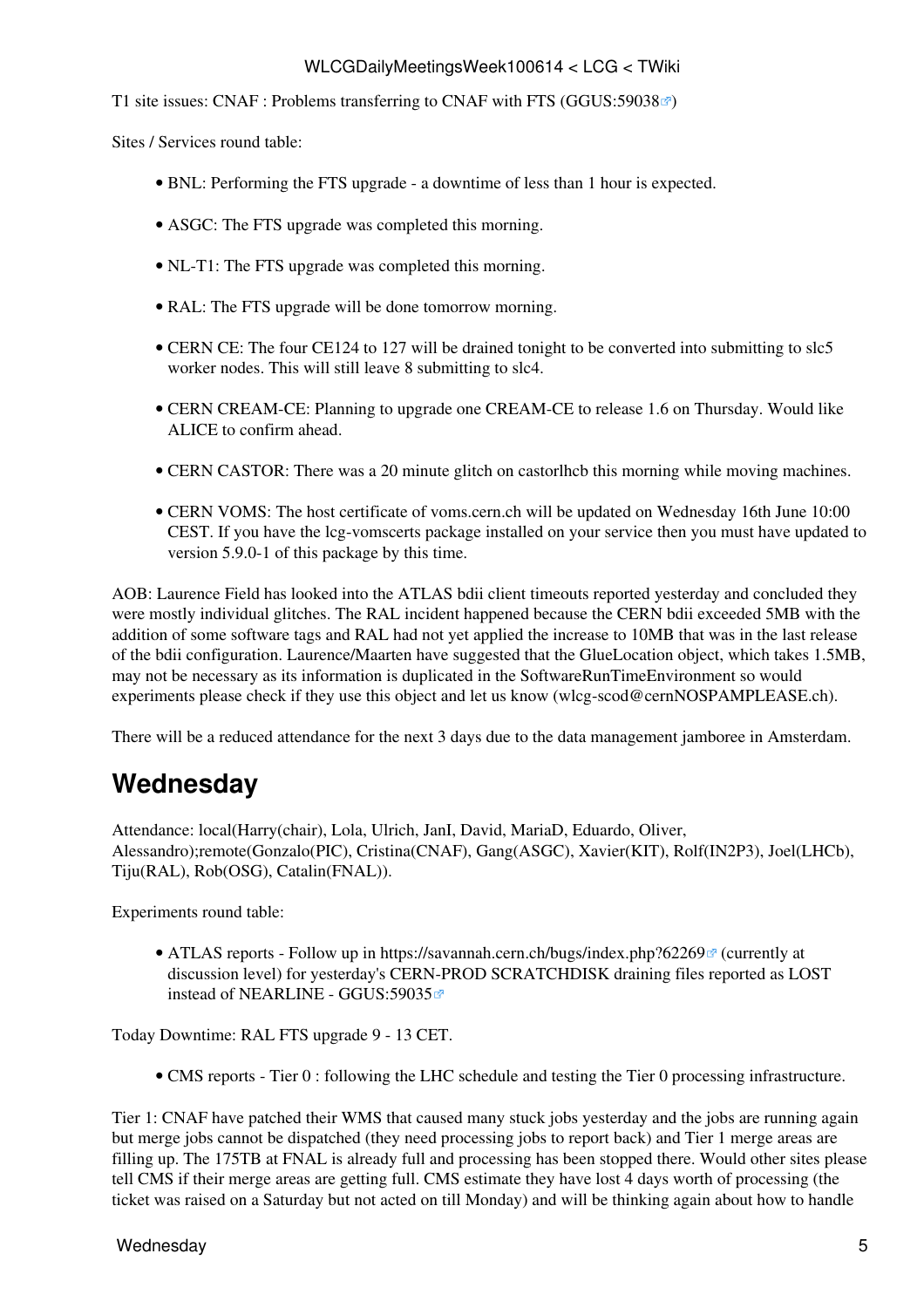T1 site issues: CNAF : Problems transferring to CNAF with FTS (GGUS:59038)

Sites / Services round table:

- BNL: Performing the FTS upgrade - a downtime of less than 1 hour is expected.
- ASGC: The FTS upgrade was completed this morning.
- NL-T1: The FTS upgrade was completed this morning.
- RAL: The FTS upgrade will be done tomorrow morning.
- CERN CE: The four CE124 to 127 will be drained tonight to be converted into submitting to slc5 worker nodes. This will still leave 8 submitting to slc4.
- CERN CREAM-CE: Planning to upgrade one CREAM-CE to release 1.6 on Thursday. Would like ALICE to confirm ahead.
- CERN CASTOR: There was a 20 minute glitch on castorlhcb this morning while moving machines.
- CERN VOMS: The host certificate of voms.cern.ch will be updated on Wednesday 16th June 10:00 CEST. If you have the lcg-vomscerts package installed on your service then you must have updated to version 5.9.0-1 of this package by this time.

AOB: Laurence Field has looked into the ATLAS bdii client timeouts reported yesterday and concluded they were mostly individual glitches. The RAL incident happened because the CERN bdii exceeded 5MB with the addition of some software tags and RAL had not yet applied the increase to 10MB that was in the last release of the bdii configuration. Laurence/Maarten have suggested that the GlueLocation object, which takes 1.5MB, may not be necessary as its information is duplicated in the SoftwareRunTimeEnvironment so would experiments please check if they use this object and let us know (wlcg-scod@cernNOSPAMPLEASE.ch).

There will be a reduced attendance for the next 3 days due to the data management jamboree in Amsterdam.

## Wednesday

Attendance: local(Harry(chair), Lola, Ulrich, JanI, David, MariaD, Eduardo, Oliver, Alessandro);remote(Gonzalo(PIC), Cristina(CNAF), Gang(ASGC), Xavier(KIT), Rolf(IN2P3), Joel(LHCb), Tiju(RAL), Rob(OSG), Catalin(FNAL)).

Experiments round table:

- ATLAS reports - Follow up in https://savannah.cern.ch/bugs/index.php?62269 (currently at discussion level) for yesterday's CERN-PROD SCRATCHDISK draining files reported as LOST instead of NEARLINE - GGUS:59035

Today Downtime: RAL FTS upgrade 9 - 13 CET.

- CMS reports - Tier 0 : following the LHC schedule and testing the Tier 0 processing infrastructure.

Tier 1: CNAF have patched their WMS that caused many stuck jobs yesterday and the jobs are running again but merge jobs cannot be dispatched (they need processing jobs to report back) and Tier 1 merge areas are filling up. The 175TB at FNAL is already full and processing has been stopped there. Would other sites please tell CMS if their merge areas are getting full. CMS estimate they have lost 4 days worth of processing (the ticket was raised on a Saturday but not acted on till Monday) and will be thinking again about how to handle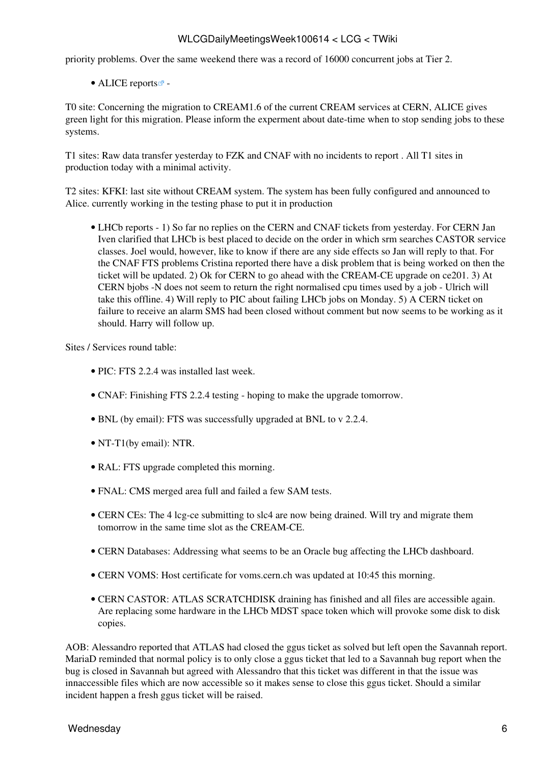priority problems. Over the same weekend there was a record of 16000 concurrent jobs at Tier 2.

- ALICE reports -

T0 site: Concerning the migration to CREAM1.6 of the current CREAM services at CERN, ALICE gives green light for this migration. Please inform the experment about date-time when to stop sending jobs to these systems.

T1 sites: Raw data transfer yesterday to FZK and CNAF with no incidents to report . All T1 sites in production today with a minimal activity.

T2 sites: KFKI: last site without CREAM system. The system has been fully configured and announced to Alice. currently working in the testing phase to put it in production

- LHCb reports - 1) So far no replies on the CERN and CNAF tickets from yesterday. For CERN Jan Iven clarified that LHCb is best placed to decide on the order in which srm searches CASTOR service classes. Joel would, however, like to know if there are any side effects so Jan will reply to that. For the CNAF FTS problems Cristina reported there have a disk problem that is being worked on then the ticket will be updated. 2) Ok for CERN to go ahead with the CREAM-CE upgrade on ce201. 3) At CERN bjobs -N does not seem to return the right normalised cpu times used by a job - Ulrich will take this offline. 4) Will reply to PIC about failing LHCb jobs on Monday. 5) A CERN ticket on failure to receive an alarm SMS had been closed without comment but now seems to be working as it should. Harry will follow up.

Sites / Services round table:

- PIC: FTS 2.2.4 was installed last week.
- CNAF: Finishing FTS 2.2.4 testing - hoping to make the upgrade tomorrow.
- BNL (by email): FTS was successfully upgraded at BNL to v 2.2.4.
- NT-T1(by email): NTR.
- RAL: FTS upgrade completed this morning.
- FNAL: CMS merged area full and failed a few SAM tests.
- CERN CEs: The 4 lcg-ce submitting to slc4 are now being drained. Will try and migrate them tomorrow in the same time slot as the CREAM-CE.
- CERN Databases: Addressing what seems to be an Oracle bug affecting the LHCb dashboard.
- CERN VOMS: Host certificate for voms.cern.ch was updated at 10:45 this morning.
- CERN CASTOR: ATLAS SCRATCHDISK draining has finished and all files are accessible again. Are replacing some hardware in the LHCb MDST space token which will provoke some disk to disk copies.

AOB: Alessandro reported that ATLAS had closed the ggus ticket as solved but left open the Savannah report. MariaD reminded that normal policy is to only close a ggus ticket that led to a Savannah bug report when the bug is closed in Savannah but agreed with Alessandro that this ticket was different in that the issue was innaccessible files which are now accessible so it makes sense to close this ggus ticket. Should a similar incident happen a fresh ggus ticket will be raised.

## Wednesday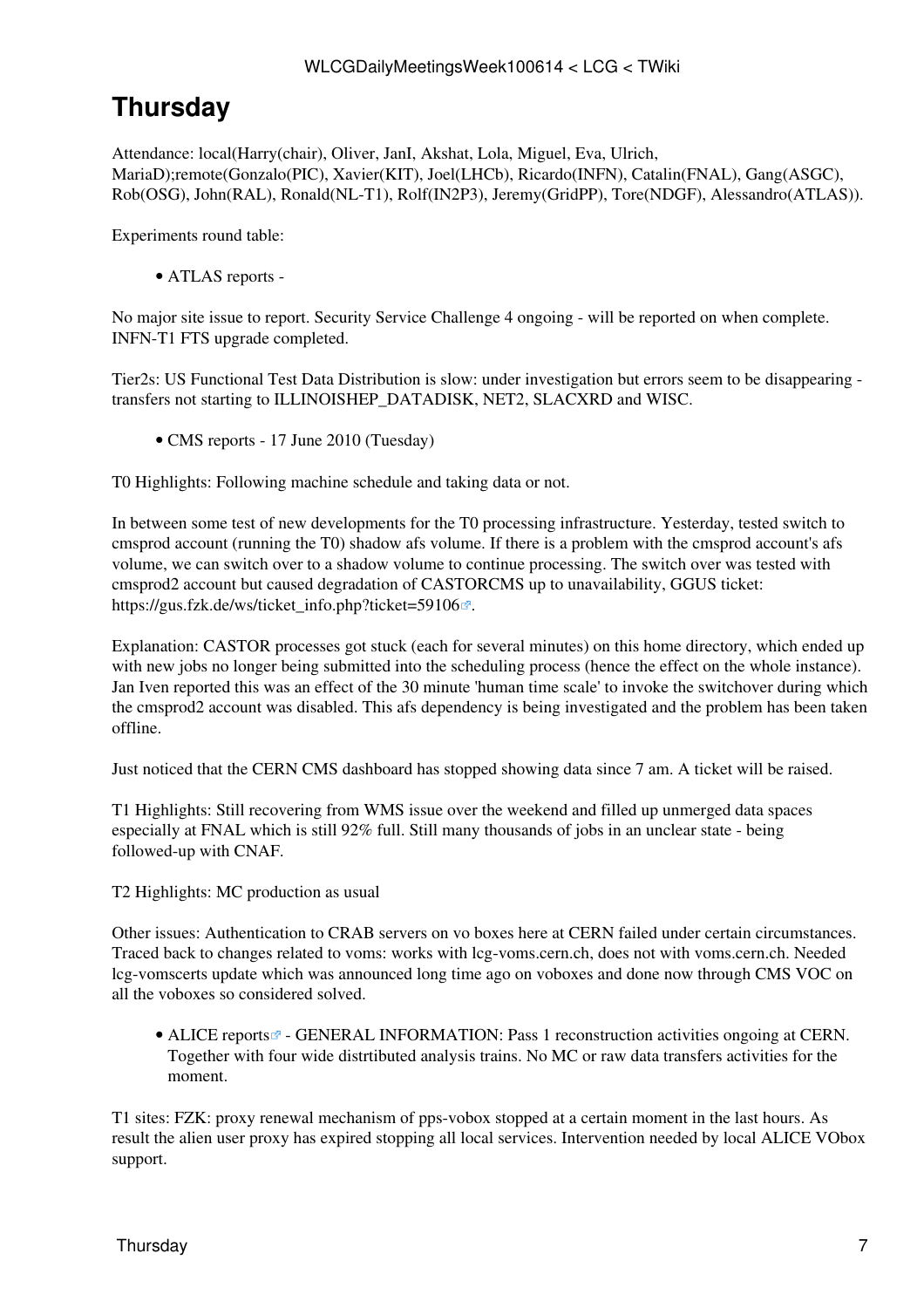# Thursday

Attendance: local(Harry(chair), Oliver, JanI, Akshat, Lola, Miguel, Eva, Ulrich, MariaD);remote(Gonzalo(PIC), Xavier(KIT), Joel(LHCb), Ricardo(INFN), Catalin(FNAL), Gang(ASGC), Rob(OSG), John(RAL), Ronald(NL-T1), Rolf(IN2P3), Jeremy(GridPP), Tore(NDGF), Alessandro(ATLAS)).

Experiments round table:

- ATLAS reports -

No major site issue to report. Security Service Challenge 4 ongoing - will be reported on when complete. INFN-T1 FTS upgrade completed.

Tier2s: US Functional Test Data Distribution is slow: under investigation but errors seem to be disappearing - transfers not starting to ILLINOISHEP_DATADISK, NET2, SLACXRD and WISC.

- CMS reports - 17 June 2010 (Tuesday)

T0 Highlights: Following machine schedule and taking data or not.

In between some test of new developments for the T0 processing infrastructure. Yesterday, tested switch to cmsprod account (running the T0) shadow afs volume. If there is a problem with the cmsprod account's afs volume, we can switch over to a shadow volume to continue processing. The switch over was tested with cmsprod2 account but caused degradation of CASTORCMS up to unavailability, GGUS ticket: https://gus.fzk.de/ws/ticket_info.php?ticket=59106.

Explanation: CASTOR processes got stuck (each for several minutes) on this home directory, which ended up with new jobs no longer being submitted into the scheduling process (hence the effect on the whole instance). Jan Iven reported this was an effect of the 30 minute 'human time scale' to invoke the switchover during which the cmsprod2 account was disabled. This afs dependency is being investigated and the problem has been taken offline.

Just noticed that the CERN CMS dashboard has stopped showing data since 7 am. A ticket will be raised.

T1 Highlights: Still recovering from WMS issue over the weekend and filled up unmerged data spaces especially at FNAL which is still 92% full. Still many thousands of jobs in an unclear state - being followed-up with CNAF.

T2 Highlights: MC production as usual

Other issues: Authentication to CRAB servers on vo boxes here at CERN failed under certain circumstances. Traced back to changes related to voms: works with lcg-voms.cern.ch, does not with voms.cern.ch. Needed lcg-vomscerts update which was announced long time ago on voboxes and done now through CMS VOC on all the voboxes so considered solved.

- ALICE reports - GENERAL INFORMATION: Pass 1 reconstruction activities ongoing at CERN. Together with four wide distrtibuted analysis trains. No MC or raw data transfers activities for the moment.

T1 sites: FZK: proxy renewal mechanism of pps-vobox stopped at a certain moment in the last hours. As result the alien user proxy has expired stopping all local services. Intervention needed by local ALICE VObox support.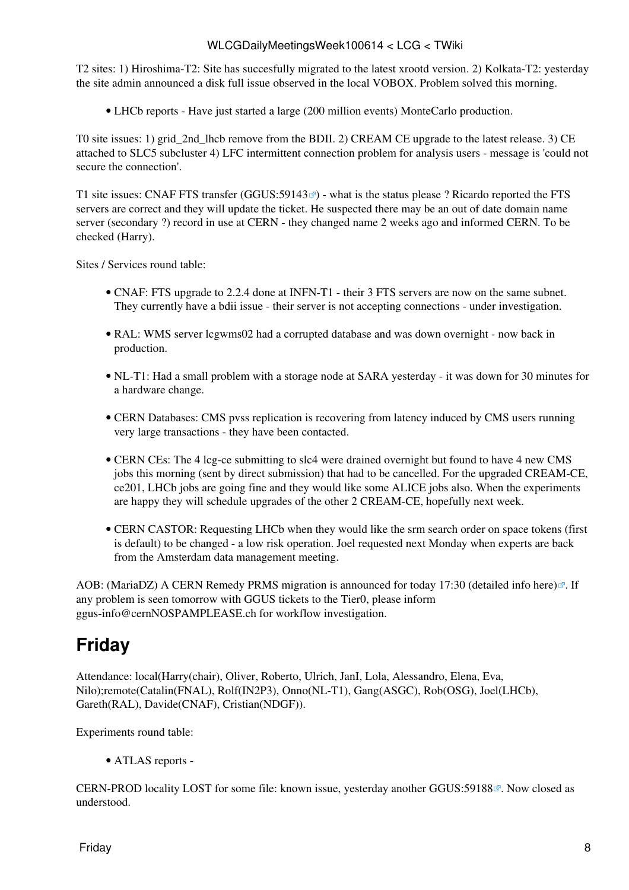T2 sites: 1) Hiroshima-T2: Site has succesfully migrated to the latest xrootd version. 2) Kolkata-T2: yesterday the site admin announced a disk full issue observed in the local VOBOX. Problem solved this morning.

- LHCb reports - Have just started a large (200 million events) MonteCarlo production.

T0 site issues: 1) grid_2nd_lhcb remove from the BDII. 2) CREAM CE upgrade to the latest release. 3) CE attached to SLC5 subcluster 4) LFC intermittent connection problem for analysis users - message is 'could not secure the connection'.

T1 site issues: CNAF FTS transfer (GGUS:59143) - what is the status please ? Ricardo reported the FTS servers are correct and they will update the ticket. He suspected there may be an out of date domain name server (secondary ?) record in use at CERN - they changed name 2 weeks ago and informed CERN. To be checked (Harry).

Sites / Services round table:

- CNAF: FTS upgrade to 2.2.4 done at INFN-T1 - their 3 FTS servers are now on the same subnet. They currently have a bdii issue - their server is not accepting connections - under investigation.
- RAL: WMS server lcgwms02 had a corrupted database and was down overnight - now back in production.
- NL-T1: Had a small problem with a storage node at SARA yesterday - it was down for 30 minutes for a hardware change.
- CERN Databases: CMS pvss replication is recovering from latency induced by CMS users running very large transactions - they have been contacted.
- CERN CEs: The 4 lcg-ce submitting to slc4 were drained overnight but found to have 4 new CMS jobs this morning (sent by direct submission) that had to be cancelled. For the upgraded CREAM-CE, ce201, LHCb jobs are going fine and they would like some ALICE jobs also. When the experiments are happy they will schedule upgrades of the other 2 CREAM-CE, hopefully next week.
- CERN CASTOR: Requesting LHCb when they would like the srm search order on space tokens (first is default) to be changed - a low risk operation. Joel requested next Monday when experts are back from the Amsterdam data management meeting.

AOB: (MariaDZ) A CERN Remedy PRMS migration is announced for today 17:30 (detailed info here). If any problem is seen tomorrow with GGUS tickets to the Tier0, please inform ggus-info@cernNOSPAMPLEASE.ch for workflow investigation.

# Friday

Attendance: local(Harry(chair), Oliver, Roberto, Ulrich, JanI, Lola, Alessandro, Elena, Eva, Nilo);remote(Catalin(FNAL), Rolf(IN2P3), Onno(NL-T1), Gang(ASGC), Rob(OSG), Joel(LHCb), Gareth(RAL), Davide(CNAF), Cristian(NDGF)).

Experiments round table:

- ATLAS reports -

CERN-PROD locality LOST for some file: known issue, yesterday another GGUS:59188. Now closed as understood.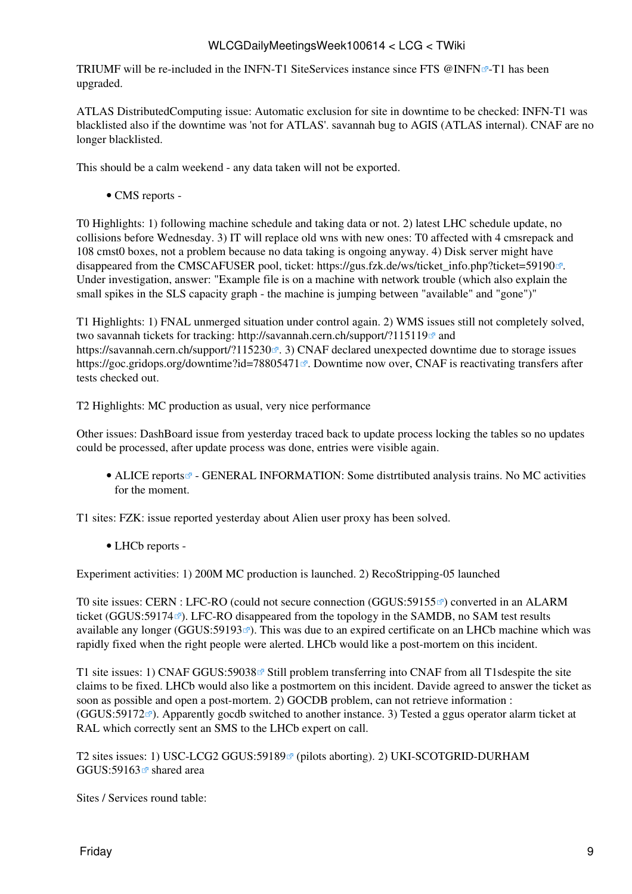TRIUMF will be re-included in the INFN-T1 SiteServices instance since FTS @INFN-T1 has been upgraded.

ATLAS DistributedComputing issue: Automatic exclusion for site in downtime to be checked: INFN-T1 was blacklisted also if the downtime was 'not for ATLAS'. savannah bug to AGIS (ATLAS internal). CNAF are no longer blacklisted.

This should be a calm weekend - any data taken will not be exported.

- CMS reports -

T0 Highlights: 1) following machine schedule and taking data or not. 2) latest LHC schedule update, no collisions before Wednesday. 3) IT will replace old wns with new ones: T0 affected with 4 cmsrepack and 108 cmst0 boxes, not a problem because no data taking is ongoing anyway. 4) Disk server might have disappeared from the CMSCAFUSER pool, ticket: https://gus.fzk.de/ws/ticket_info.php?ticket=59190. Under investigation, answer: "Example file is on a machine with network trouble (which also explain the small spikes in the SLS capacity graph - the machine is jumping between "available" and "gone")"

T1 Highlights: 1) FNAL unmerged situation under control again. 2) WMS issues still not completely solved, two savannah tickets for tracking: http://savannah.cern.ch/support/?115119 and https://savannah.cern.ch/support/?115230. 3) CNAF declared unexpected downtime due to storage issues https://goc.gridops.org/downtime?id=78805471. Downtime now over, CNAF is reactivating transfers after tests checked out.

T2 Highlights: MC production as usual, very nice performance

Other issues: DashBoard issue from yesterday traced back to update process locking the tables so no updates could be processed, after update process was done, entries were visible again.

- ALICE reports - GENERAL INFORMATION: Some distrtibuted analysis trains. No MC activities for the moment.

T1 sites: FZK: issue reported yesterday about Alien user proxy has been solved.

- LHCb reports -

Experiment activities: 1) 200M MC production is launched. 2) RecoStripping-05 launched

T0 site issues: CERN : LFC-RO (could not secure connection (GGUS:59155) converted in an ALARM ticket (GGUS:59174). LFC-RO disappeared from the topology in the SAMDB, no SAM test results available any longer (GGUS:59193). This was due to an expired certificate on an LHCb machine which was rapidly fixed when the right people were alerted. LHCb would like a post-mortem on this incident.

T1 site issues: 1) CNAF GGUS:59038 Still problem transferring into CNAF from all T1sdespite the site claims to be fixed. LHCb would also like a postmortem on this incident. Davide agreed to answer the ticket as soon as possible and open a post-mortem. 2) GOCDB problem, can not retrieve information : (GGUS:59172). Apparently gocdb switched to another instance. 3) Tested a ggus operator alarm ticket at RAL which correctly sent an SMS to the LHCb expert on call.

T2 sites issues: 1) USC-LCG2 GGUS:59189 (pilots aborting). 2) UKI-SCOTGRID-DURHAM GGUS:59163 shared area

Sites / Services round table: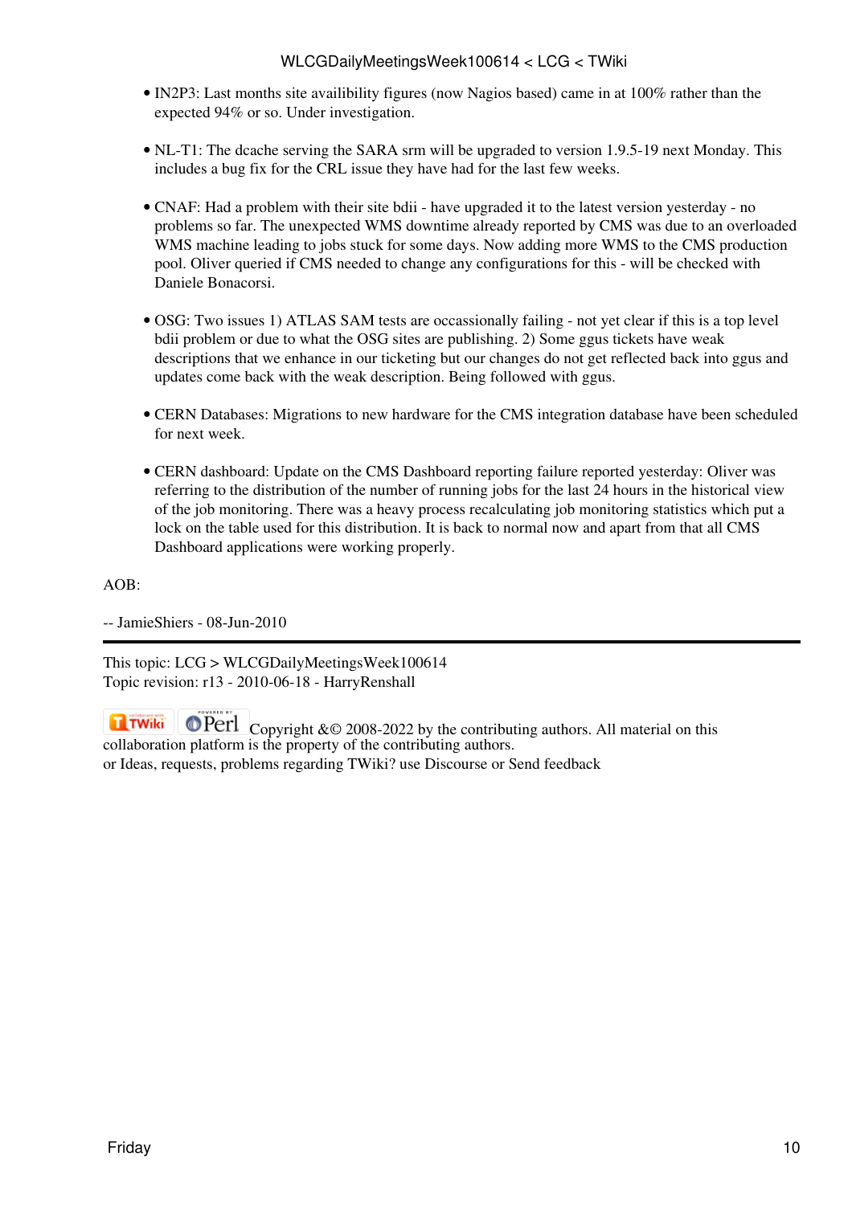- IN2P3: Last months site availibility figures (now Nagios based) came in at 100% rather than the expected 94% or so. Under investigation.

- NL-T1: The dcache serving the SARA srm will be upgraded to version 1.9.5-19 next Monday. This includes a bug fix for the CRL issue they have had for the last few weeks.

- CNAF: Had a problem with their site bdii - have upgraded it to the latest version yesterday - no problems so far. The unexpected WMS downtime already reported by CMS was due to an overloaded WMS machine leading to jobs stuck for some days. Now adding more WMS to the CMS production pool. Oliver queried if CMS needed to change any configurations for this - will be checked with Daniele Bonacorsi.

- OSG: Two issues 1) ATLAS SAM tests are occassionally failing - not yet clear if this is a top level bdii problem or due to what the OSG sites are publishing. 2) Some ggus tickets have weak descriptions that we enhance in our ticketing but our changes do not get reflected back into ggus and updates come back with the weak description. Being followed with ggus.

- CERN Databases: Migrations to new hardware for the CMS integration database have been scheduled for next week.

- CERN dashboard: Update on the CMS Dashboard reporting failure reported yesterday: Oliver was referring to the distribution of the number of running jobs for the last 24 hours in the historical view of the job monitoring. There was a heavy process recalculating job monitoring statistics which put a lock on the table used for this distribution. It is back to normal now and apart from that all CMS Dashboard applications were working properly.

AOB:

-- JamieShiers - 08-Jun-2010

---

This topic: LCG > WLCGDailyMeetingsWeek100614
Topic revision: r13 - 2010-06-18 - HarryRenshall

Copyright &© 2008-2022 by the contributing authors. All material on this collaboration platform is the property of the contributing authors.
or Ideas, requests, problems regarding TWiki? use Discourse or Send feedback